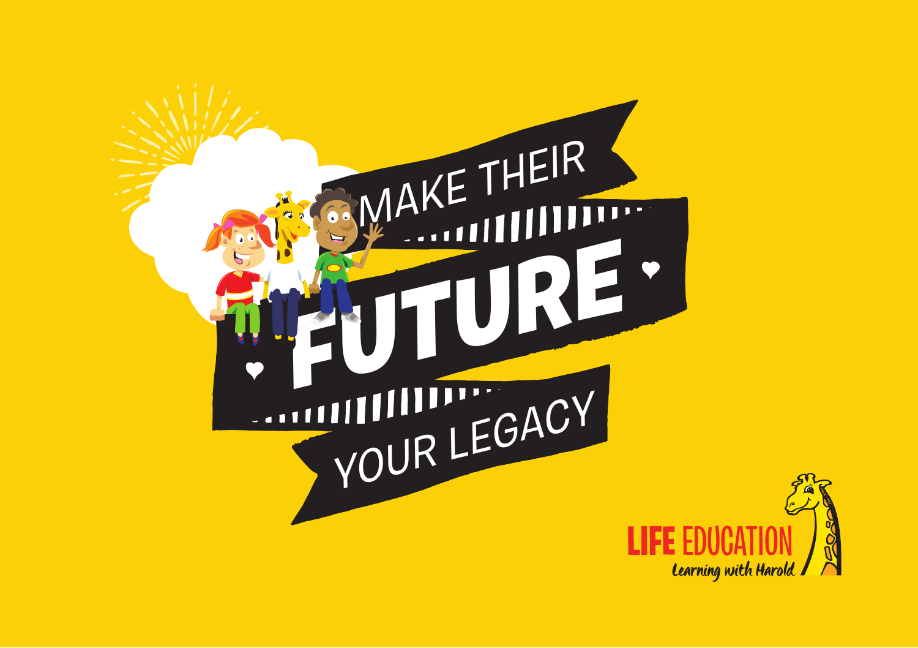# MAKE THEIR FUTURE YOUR LEGACY

LIFE EDUCATION

*Learning with Harold*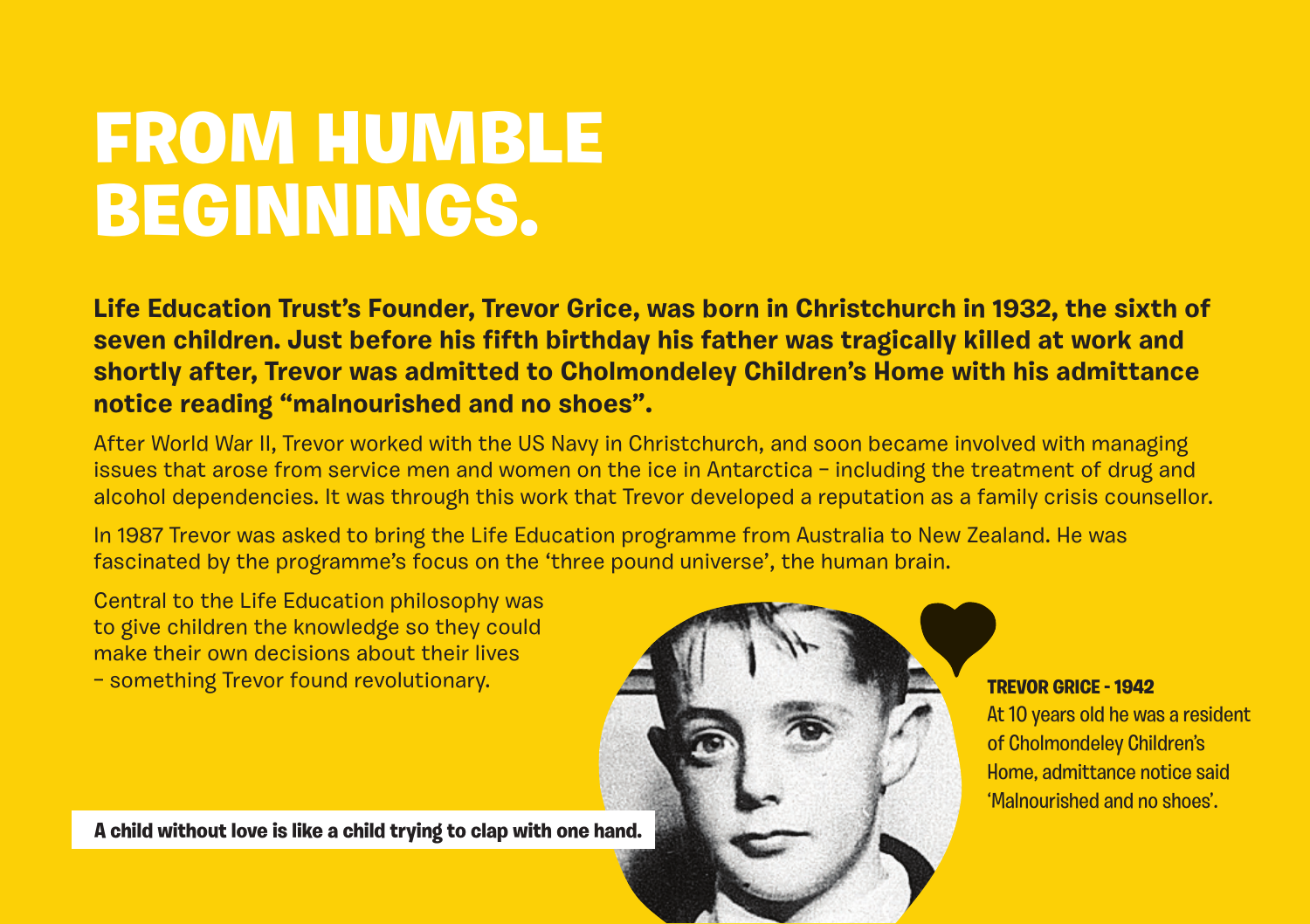# FROM HUMBLE BEGINNINGS.

**Life Education Trust's Founder, Trevor Grice, was born in Christchurch in 1932, the sixth of seven children. Just before his fifth birthday his father was tragically killed at work and shortly after, Trevor was admitted to Cholmondeley Children's Home with his admittance notice reading "malnourished and no shoes".**

After World War II, Trevor worked with the US Navy in Christchurch, and soon became involved with managing issues that arose from service men and women on the ice in Antarctica – including the treatment of drug and alcohol dependencies. It was through this work that Trevor developed a reputation as a family crisis counsellor.

In 1987 Trevor was asked to bring the Life Education programme from Australia to New Zealand. He was fascinated by the programme's focus on the 'three pound universe', the human brain.

Central to the Life Education philosophy was to give children the knowledge so they could make their own decisions about their lives – something Trevor found revolutionary.

**TREVOR GRICE - 1942**
At 10 years old he was a resident of Cholmondeley Children's Home, admittance notice said 'Malnourished and no shoes'.

**A child without love is like a child trying to clap with one hand.**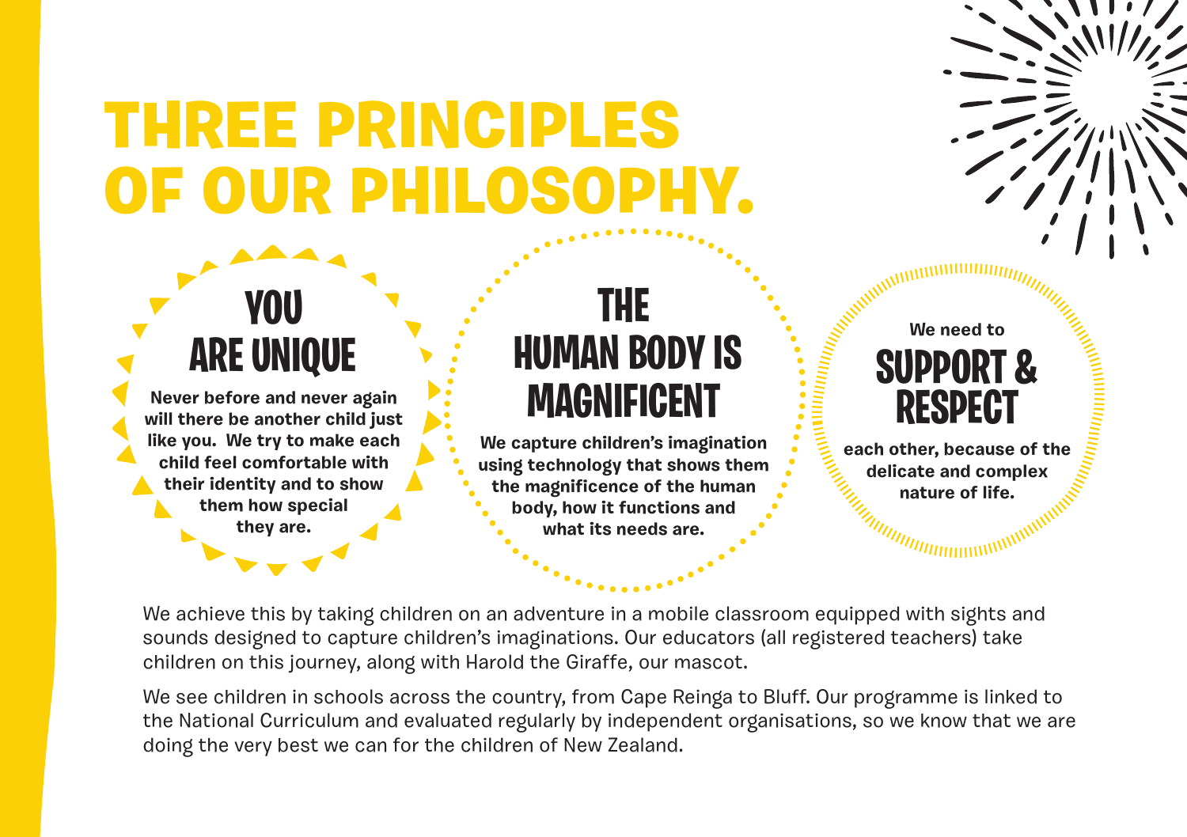# THREE PRINCIPLES OF OUR PHILOSOPHY.

## YOU ARE UNIQUE

**Never before and never again will there be another child just like you. We try to make each child feel comfortable with their identity and to show them how special they are.**

## THE HUMAN BODY IS MAGNIFICENT

**We capture children's imagination using technology that shows them the magnificence of the human body, how it functions and what its needs are.**

**We need to**

## SUPPORT & RESPECT

**each other, because of the delicate and complex nature of life.**

We achieve this by taking children on an adventure in a mobile classroom equipped with sights and sounds designed to capture children's imaginations. Our educators (all registered teachers) take children on this journey, along with Harold the Giraffe, our mascot.

We see children in schools across the country, from Cape Reinga to Bluff. Our programme is linked to the National Curriculum and evaluated regularly by independent organisations, so we know that we are doing the very best we can for the children of New Zealand.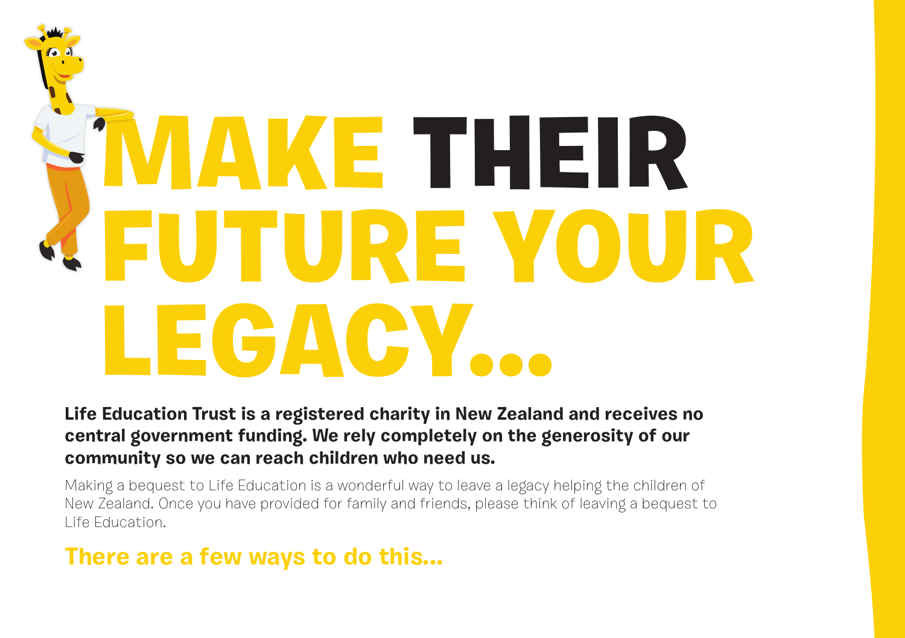# MAKE THEIR FUTURE YOUR LEGACY...

**Life Education Trust is a registered charity in New Zealand and receives no central government funding. We rely completely on the generosity of our community so we can reach children who need us.**

Making a bequest to Life Education is a wonderful way to leave a legacy helping the children of New Zealand. Once you have provided for family and friends, please think of leaving a bequest to Life Education.

## There are a few ways to do this...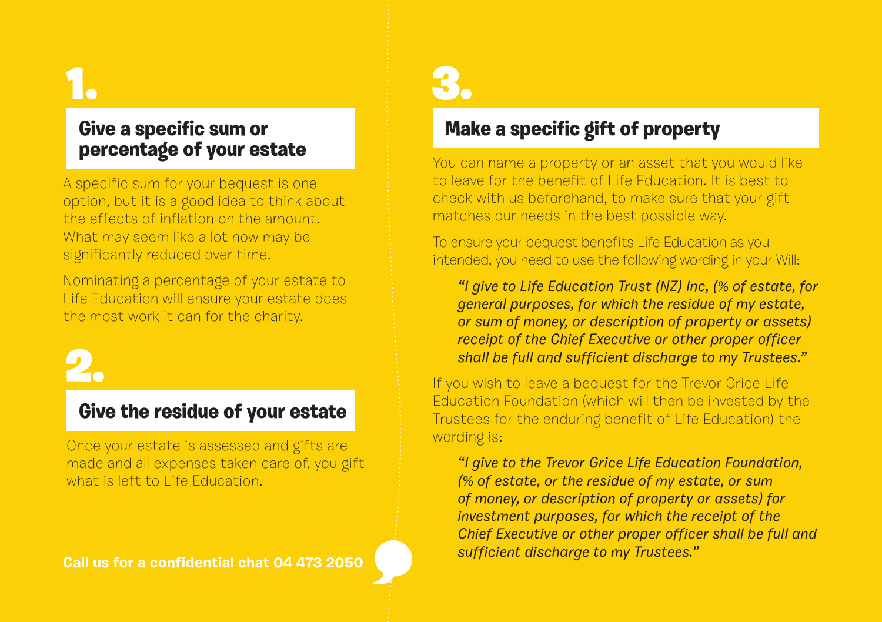## 1.

### Give a specific sum or percentage of your estate

A specific sum for your bequest is one option, but it is a good idea to think about the effects of inflation on the amount. What may seem like a lot now may be significantly reduced over time.

Nominating a percentage of your estate to Life Education will ensure your estate does the most work it can for the charity.

## 2.

### Give the residue of your estate

Once your estate is assessed and gifts are made and all expenses taken care of, you gift what is left to Life Education.

**Call us for a confidential chat 04 473 2050**

## 3.

### Make a specific gift of property

You can name a property or an asset that you would like to leave for the benefit of Life Education. It is best to check with us beforehand, to make sure that your gift matches our needs in the best possible way.

To ensure your bequest benefits Life Education as you intended, you need to use the following wording in your Will:

> *"I give to Life Education Trust (NZ) Inc, (% of estate, for general purposes, for which the residue of my estate, or sum of money, or description of property or assets) receipt of the Chief Executive or other proper officer shall be full and sufficient discharge to my Trustees."*

If you wish to leave a bequest for the Trevor Grice Life Education Foundation (which will then be invested by the Trustees for the enduring benefit of Life Education) the wording is:

> *"I give to the Trevor Grice Life Education Foundation, (% of estate, or the residue of my estate, or sum of money, or description of property or assets) for investment purposes, for which the receipt of the Chief Executive or other proper officer shall be full and sufficient discharge to my Trustees."*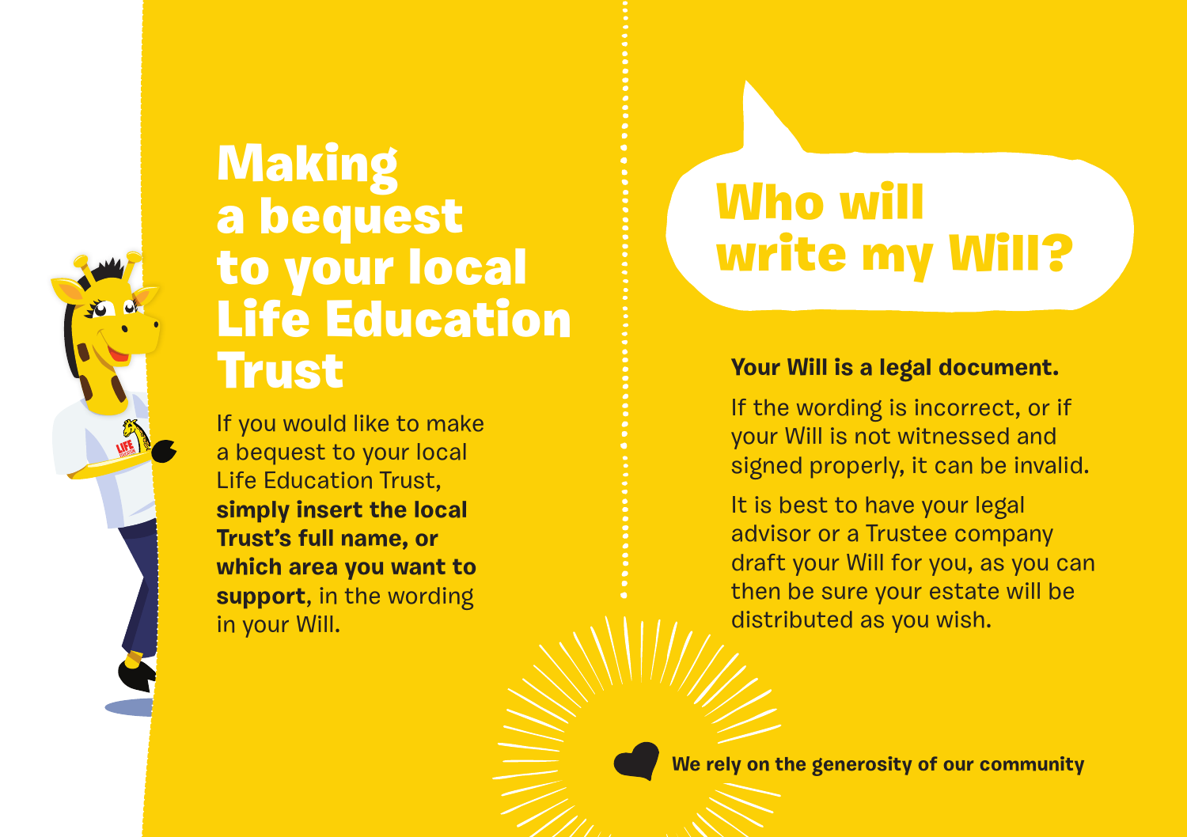# Making a bequest to your local Life Education Trust

If you would like to make a bequest to your local Life Education Trust, **simply insert the local Trust's full name, or which area you want to support**, in the wording in your Will.

# Who will write my Will?

**Your Will is a legal document.**

If the wording is incorrect, or if your Will is not witnessed and signed properly, it can be invalid.

It is best to have your legal advisor or a Trustee company draft your Will for you, as you can then be sure your estate will be distributed as you wish.

**We rely on the generosity of our community**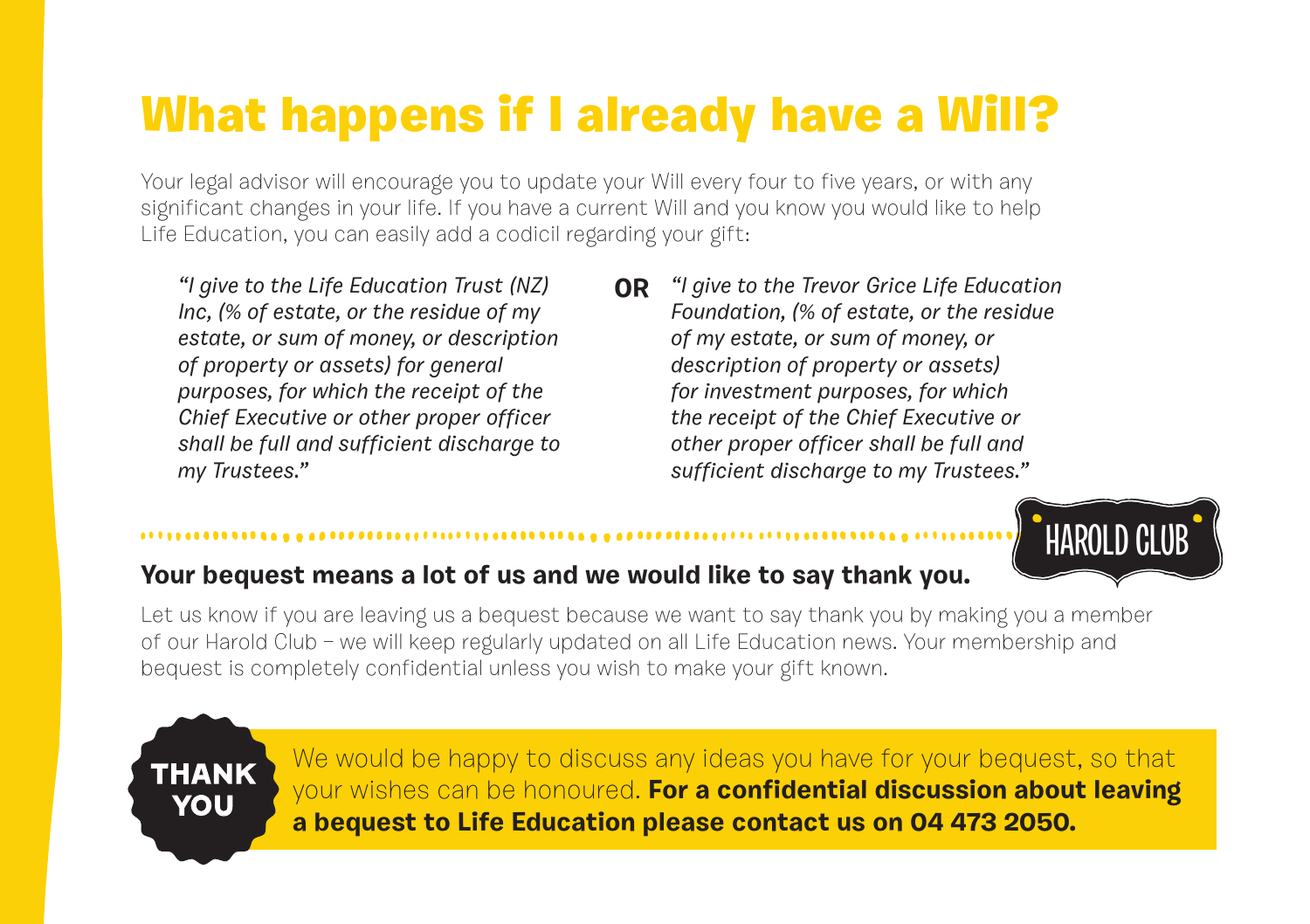# What happens if I already have a Will?

Your legal advisor will encourage you to update your Will every four to five years, or with any significant changes in your life. If you have a current Will and you know you would like to help Life Education, you can easily add a codicil regarding your gift:

*"I give to the Life Education Trust (NZ) Inc, (% of estate, or the residue of my estate, or sum of money, or description of property or assets) for general purposes, for which the receipt of the Chief Executive or other proper officer shall be full and sufficient discharge to my Trustees."*

**OR**

*"I give to the Trevor Grice Life Education Foundation, (% of estate, or the residue of my estate, or sum of money, or description of property or assets) for investment purposes, for which the receipt of the Chief Executive or other proper officer shall be full and sufficient discharge to my Trustees."*

HAROLD CLUB

**Your bequest means a lot of us and we would like to say thank you.**

Let us know if you are leaving us a bequest because we want to say thank you by making you a member of our Harold Club – we will keep regularly updated on all Life Education news. Your membership and bequest is completely confidential unless you wish to make your gift known.

**THANK YOU**

We would be happy to discuss any ideas you have for your bequest, so that your wishes can be honoured. **For a confidential discussion about leaving a bequest to Life Education please contact us on 04 473 2050.**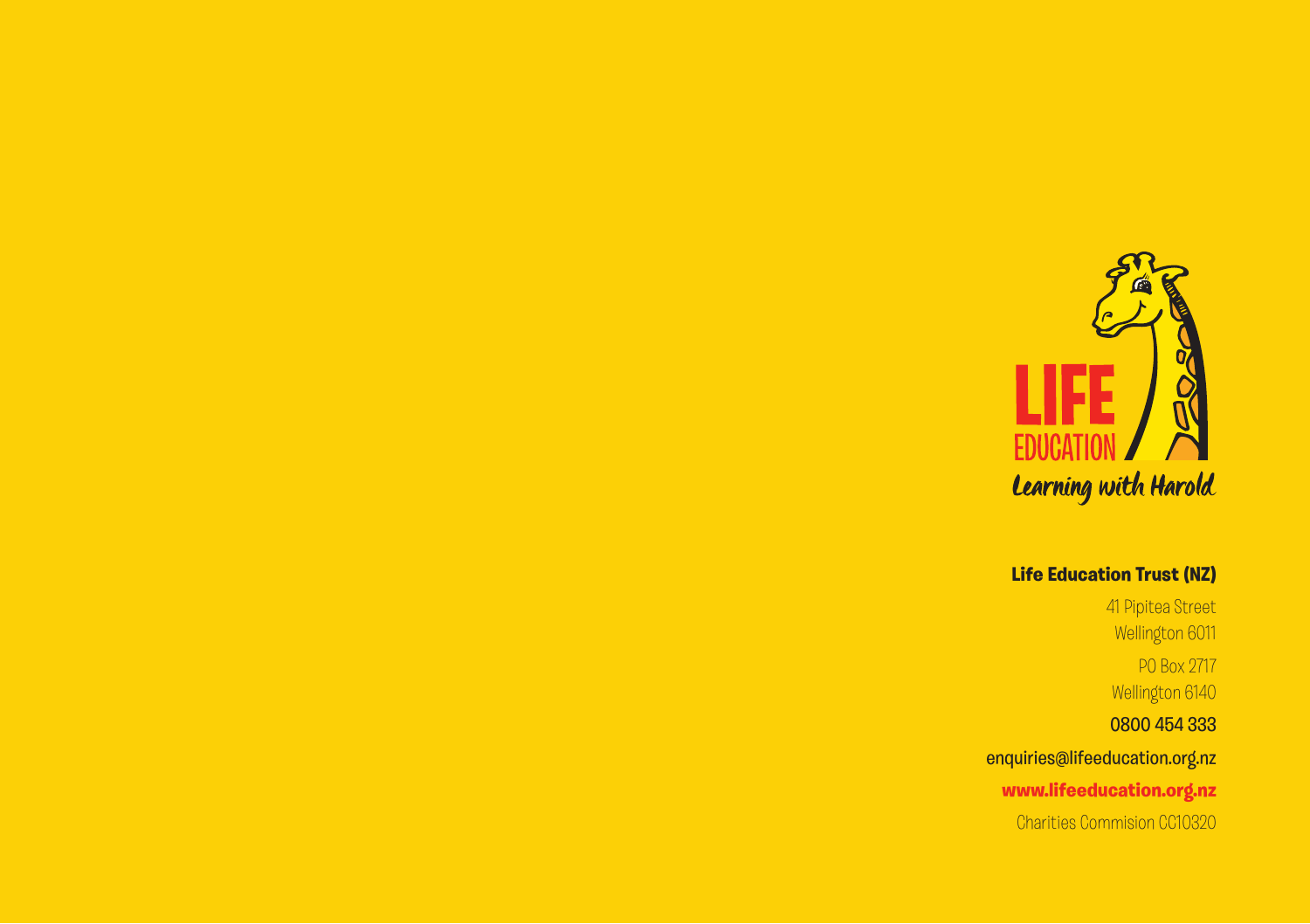LIFE EDUCATION

Learning with Harold

**Life Education Trust (NZ)**

41 Pipitea Street
Wellington 6011

PO Box 2717
Wellington 6140

0800 454 333

enquiries@lifeeducation.org.nz

**www.lifeeducation.org.nz**

Charities Commision CC10320